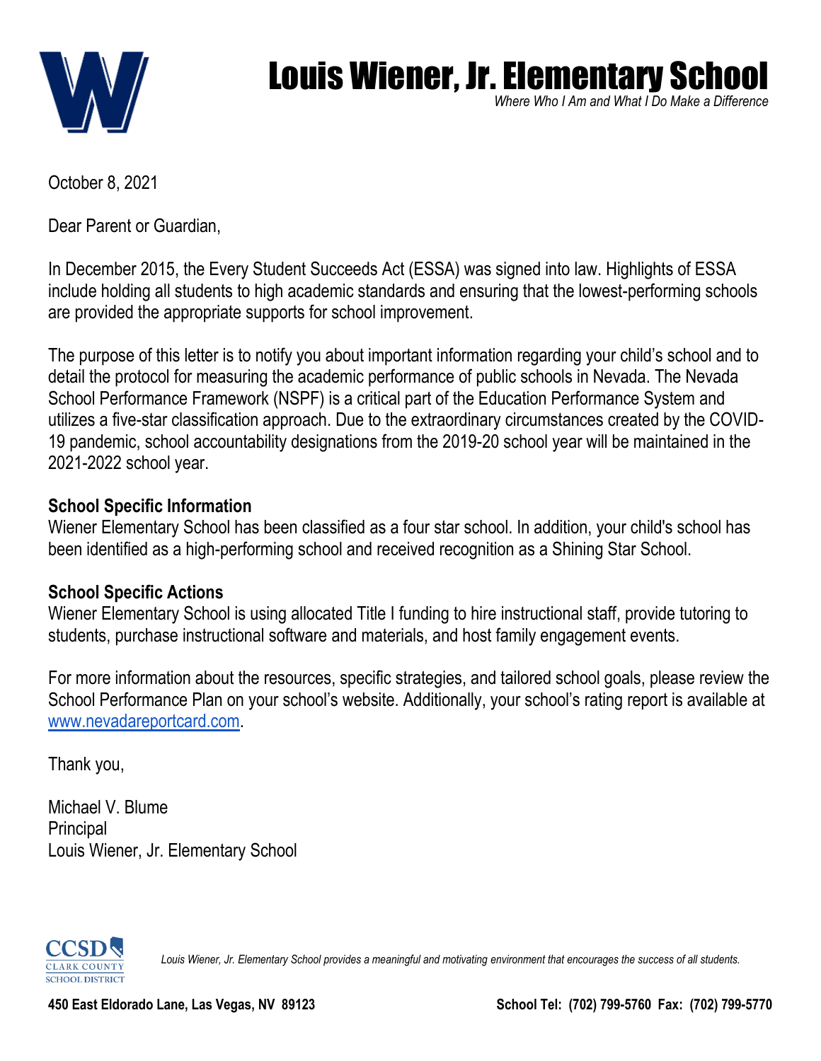# Louis Wiener, Jr. Elementary School

*Where Who I Am and What I Do Make a Difference*

October 8, 2021

Dear Parent or Guardian,

In December 2015, the Every Student Succeeds Act (ESSA) was signed into law. Highlights of ESSA include holding all students to high academic standards and ensuring that the lowest-performing schools are provided the appropriate supports for school improvement.

The purpose of this letter is to notify you about important information regarding your child's school and to detail the protocol for measuring the academic performance of public schools in Nevada. The Nevada School Performance Framework (NSPF) is a critical part of the Education Performance System and utilizes a five-star classification approach. Due to the extraordinary circumstances created by the COVID-19 pandemic, school accountability designations from the 2019-20 school year will be maintained in the 2021-2022 school year.

**School Specific Information**

Wiener Elementary School has been classified as a four star school. In addition, your child's school has been identified as a high-performing school and received recognition as a Shining Star School.

**School Specific Actions**

Wiener Elementary School is using allocated Title I funding to hire instructional staff, provide tutoring to students, purchase instructional software and materials, and host family engagement events.

For more information about the resources, specific strategies, and tailored school goals, please review the School Performance Plan on your school's website. Additionally, your school's rating report is available at [www.nevadareportcard.com](http://www.nevadareportcard.com).

Thank you,

Michael V. Blume
Principal
Louis Wiener, Jr. Elementary School

CCSD Clark County School District

*Louis Wiener, Jr. Elementary School provides a meaningful and motivating environment that encourages the success of all students.*

**450 East Eldorado Lane, Las Vegas, NV 89123** **School Tel: (702) 799-5760 Fax: (702) 799-5770**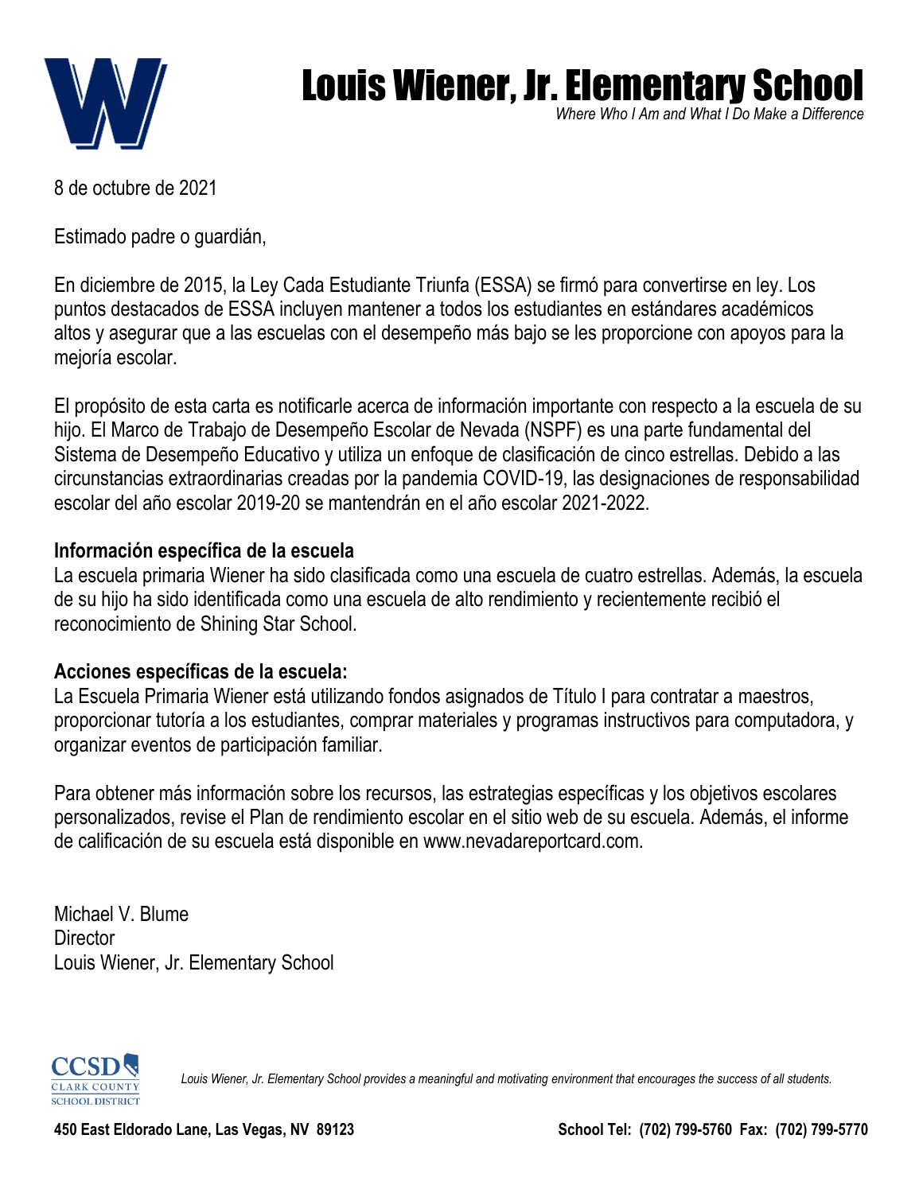# Louis Wiener, Jr. Elementary School

*Where Who I Am and What I Do Make a Difference*

8 de octubre de 2021

Estimado padre o guardián,

En diciembre de 2015, la Ley Cada Estudiante Triunfa (ESSA) se firmó para convertirse en ley. Los puntos destacados de ESSA incluyen mantener a todos los estudiantes en estándares académicos altos y asegurar que a las escuelas con el desempeño más bajo se les proporcione con apoyos para la mejoría escolar.

El propósito de esta carta es notificarle acerca de información importante con respecto a la escuela de su hijo. El Marco de Trabajo de Desempeño Escolar de Nevada (NSPF) es una parte fundamental del Sistema de Desempeño Educativo y utiliza un enfoque de clasificación de cinco estrellas. Debido a las circunstancias extraordinarias creadas por la pandemia COVID-19, las designaciones de responsabilidad escolar del año escolar 2019-20 se mantendrán en el año escolar 2021-2022.

**Información específica de la escuela**

La escuela primaria Wiener ha sido clasificada como una escuela de cuatro estrellas. Además, la escuela de su hijo ha sido identificada como una escuela de alto rendimiento y recientemente recibió el reconocimiento de Shining Star School.

**Acciones específicas de la escuela:**

La Escuela Primaria Wiener está utilizando fondos asignados de Título I para contratar a maestros, proporcionar tutoría a los estudiantes, comprar materiales y programas instructivos para computadora, y organizar eventos de participación familiar.

Para obtener más información sobre los recursos, las estrategias específicas y los objetivos escolares personalizados, revise el Plan de rendimiento escolar en el sitio web de su escuela. Además, el informe de calificación de su escuela está disponible en www.nevadareportcard.com.

Michael V. Blume
Director
Louis Wiener, Jr. Elementary School

CCSD Clark County School District

*Louis Wiener, Jr. Elementary School provides a meaningful and motivating environment that encourages the success of all students.*

**450 East Eldorado Lane, Las Vegas, NV 89123** **School Tel: (702) 799-5760 Fax: (702) 799-5770**